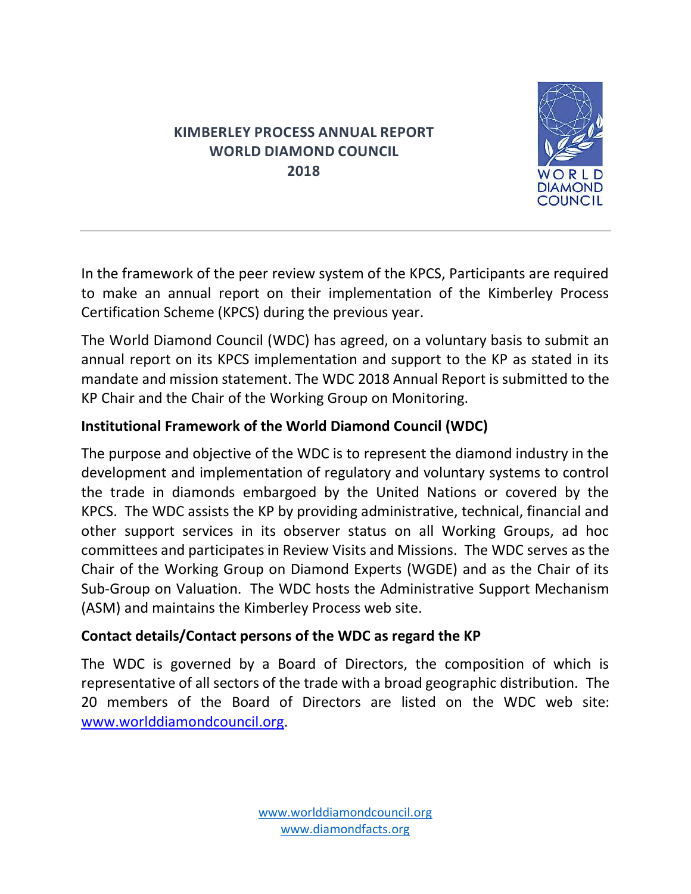# KIMBERLEY PROCESS ANNUAL REPORT WORLD DIAMOND COUNCIL 2018

In the framework of the peer review system of the KPCS, Participants are required to make an annual report on their implementation of the Kimberley Process Certification Scheme (KPCS) during the previous year.

The World Diamond Council (WDC) has agreed, on a voluntary basis to submit an annual report on its KPCS implementation and support to the KP as stated in its mandate and mission statement. The WDC 2018 Annual Report is submitted to the KP Chair and the Chair of the Working Group on Monitoring.

## Institutional Framework of the World Diamond Council (WDC)

The purpose and objective of the WDC is to represent the diamond industry in the development and implementation of regulatory and voluntary systems to control the trade in diamonds embargoed by the United Nations or covered by the KPCS. The WDC assists the KP by providing administrative, technical, financial and other support services in its observer status on all Working Groups, ad hoc committees and participates in Review Visits and Missions. The WDC serves as the Chair of the Working Group on Diamond Experts (WGDE) and as the Chair of its Sub-Group on Valuation. The WDC hosts the Administrative Support Mechanism (ASM) and maintains the Kimberley Process web site.

## Contact details/Contact persons of the WDC as regard the KP

The WDC is governed by a Board of Directors, the composition of which is representative of all sectors of the trade with a broad geographic distribution. The 20 members of the Board of Directors are listed on the WDC web site: www.worlddiamondcouncil.org.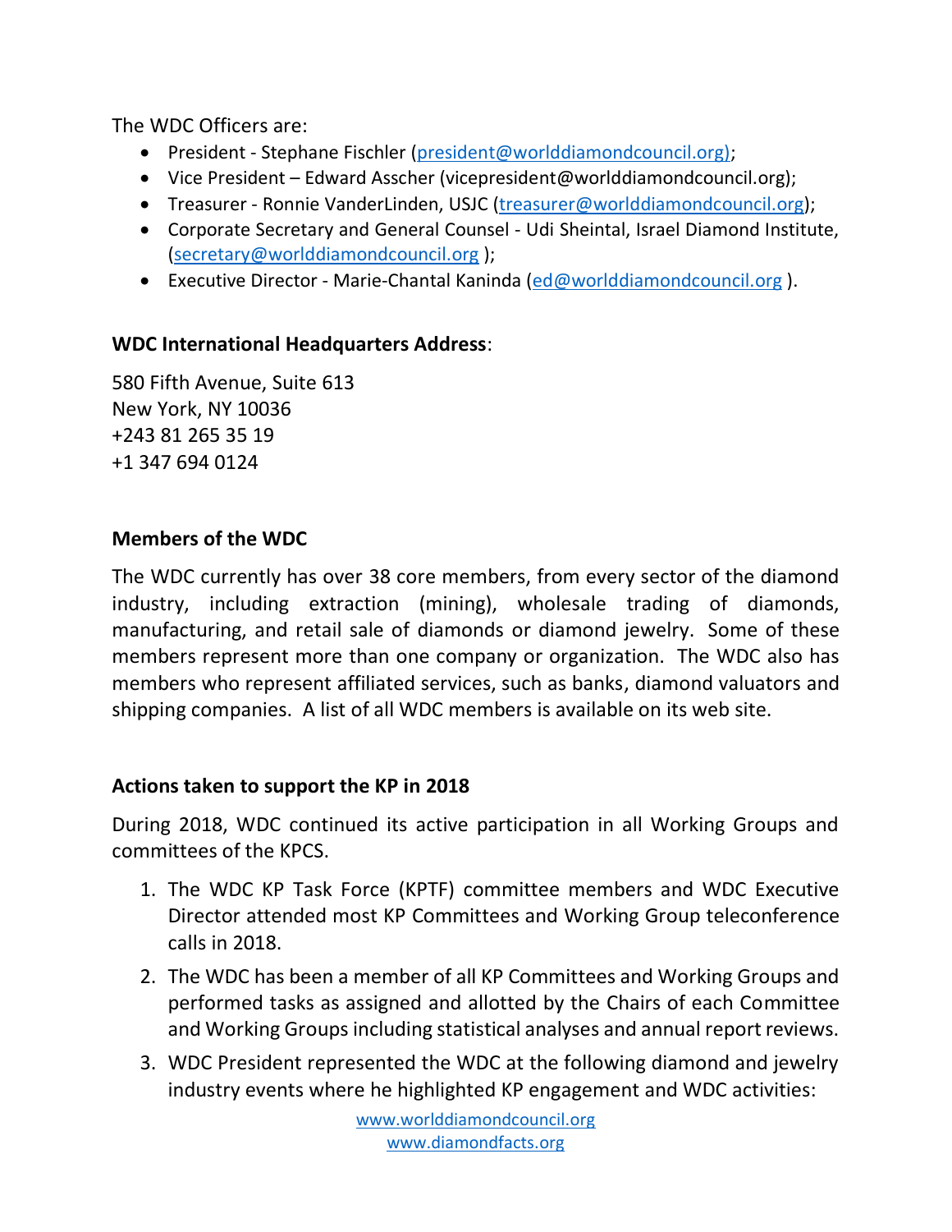The WDC Officers are:

- President - Stephane Fischler (president@worlddiamondcouncil.org);
- Vice President – Edward Asscher (vicepresident@worlddiamondcouncil.org);
- Treasurer - Ronnie VanderLinden, USJC (treasurer@worlddiamondcouncil.org);
- Corporate Secretary and General Counsel - Udi Sheintal, Israel Diamond Institute, (secretary@worlddiamondcouncil.org );
- Executive Director - Marie-Chantal Kaninda (ed@worlddiamondcouncil.org ).

**WDC International Headquarters Address**:

580 Fifth Avenue, Suite 613
New York, NY 10036
+243 81 265 35 19
+1 347 694 0124

**Members of the WDC**

The WDC currently has over 38 core members, from every sector of the diamond industry, including extraction (mining), wholesale trading of diamonds, manufacturing, and retail sale of diamonds or diamond jewelry. Some of these members represent more than one company or organization. The WDC also has members who represent affiliated services, such as banks, diamond valuators and shipping companies. A list of all WDC members is available on its web site.

**Actions taken to support the KP in 2018**

During 2018, WDC continued its active participation in all Working Groups and committees of the KPCS.

1. The WDC KP Task Force (KPTF) committee members and WDC Executive Director attended most KP Committees and Working Group teleconference calls in 2018.
2. The WDC has been a member of all KP Committees and Working Groups and performed tasks as assigned and allotted by the Chairs of each Committee and Working Groups including statistical analyses and annual report reviews.
3. WDC President represented the WDC at the following diamond and jewelry industry events where he highlighted KP engagement and WDC activities:

www.worlddiamondcouncil.org
www.diamondfacts.org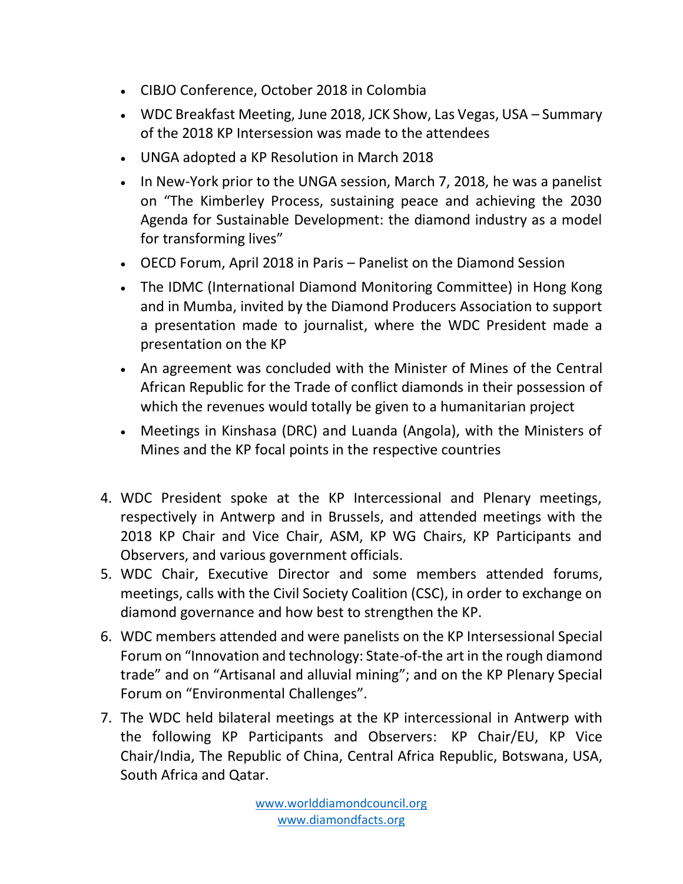- CIBJO Conference, October 2018 in Colombia
- WDC Breakfast Meeting, June 2018, JCK Show, Las Vegas, USA – Summary of the 2018 KP Intersession was made to the attendees
- UNGA adopted a KP Resolution in March 2018
- In New-York prior to the UNGA session, March 7, 2018, he was a panelist on "The Kimberley Process, sustaining peace and achieving the 2030 Agenda for Sustainable Development: the diamond industry as a model for transforming lives"
- OECD Forum, April 2018 in Paris – Panelist on the Diamond Session
- The IDMC (International Diamond Monitoring Committee) in Hong Kong and in Mumba, invited by the Diamond Producers Association to support a presentation made to journalist, where the WDC President made a presentation on the KP
- An agreement was concluded with the Minister of Mines of the Central African Republic for the Trade of conflict diamonds in their possession of which the revenues would totally be given to a humanitarian project
- Meetings in Kinshasa (DRC) and Luanda (Angola), with the Ministers of Mines and the KP focal points in the respective countries

4. WDC President spoke at the KP Intercessional and Plenary meetings, respectively in Antwerp and in Brussels, and attended meetings with the 2018 KP Chair and Vice Chair, ASM, KP WG Chairs, KP Participants and Observers, and various government officials.
5. WDC Chair, Executive Director and some members attended forums, meetings, calls with the Civil Society Coalition (CSC), in order to exchange on diamond governance and how best to strengthen the KP.
6. WDC members attended and were panelists on the KP Intersessional Special Forum on "Innovation and technology: State-of-the art in the rough diamond trade" and on "Artisanal and alluvial mining"; and on the KP Plenary Special Forum on "Environmental Challenges".
7. The WDC held bilateral meetings at the KP intercessional in Antwerp with the following KP Participants and Observers: KP Chair/EU, KP Vice Chair/India, The Republic of China, Central Africa Republic, Botswana, USA, South Africa and Qatar.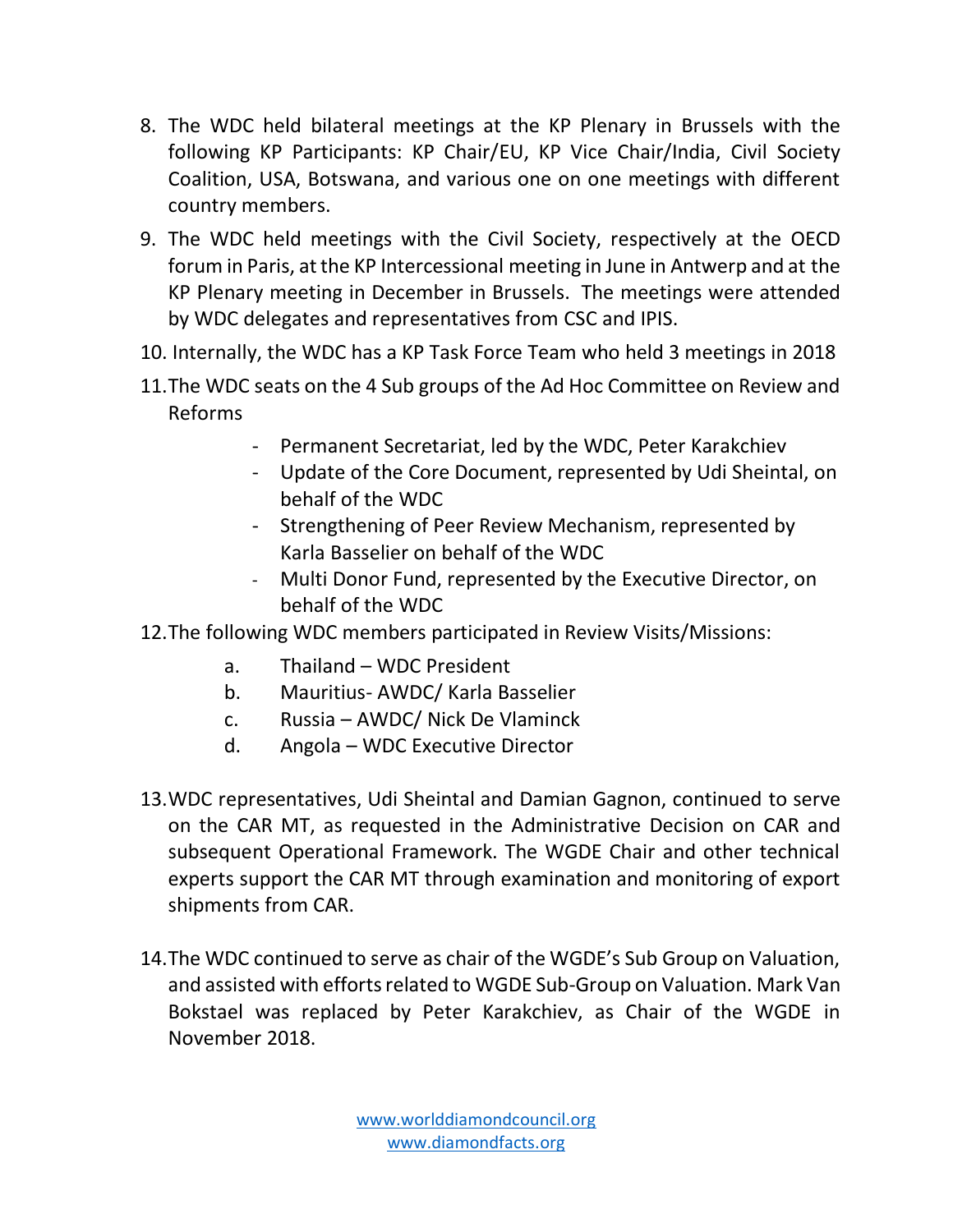8. The WDC held bilateral meetings at the KP Plenary in Brussels with the following KP Participants: KP Chair/EU, KP Vice Chair/India, Civil Society Coalition, USA, Botswana, and various one on one meetings with different country members.
9. The WDC held meetings with the Civil Society, respectively at the OECD forum in Paris, at the KP Intercessional meeting in June in Antwerp and at the KP Plenary meeting in December in Brussels. The meetings were attended by WDC delegates and representatives from CSC and IPIS.
10. Internally, the WDC has a KP Task Force Team who held 3 meetings in 2018
11. The WDC seats on the 4 Sub groups of the Ad Hoc Committee on Review and Reforms
    - Permanent Secretariat, led by the WDC, Peter Karakchiev
    - Update of the Core Document, represented by Udi Sheintal, on behalf of the WDC
    - Strengthening of Peer Review Mechanism, represented by Karla Basselier on behalf of the WDC
    - Multi Donor Fund, represented by the Executive Director, on behalf of the WDC
12. The following WDC members participated in Review Visits/Missions:
    a. Thailand – WDC President
    b. Mauritius- AWDC/ Karla Basselier
    c. Russia – AWDC/ Nick De Vlaminck
    d. Angola – WDC Executive Director
13. WDC representatives, Udi Sheintal and Damian Gagnon, continued to serve on the CAR MT, as requested in the Administrative Decision on CAR and subsequent Operational Framework. The WGDE Chair and other technical experts support the CAR MT through examination and monitoring of export shipments from CAR.
14. The WDC continued to serve as chair of the WGDE's Sub Group on Valuation, and assisted with efforts related to WGDE Sub-Group on Valuation. Mark Van Bokstael was replaced by Peter Karakchiev, as Chair of the WGDE in November 2018.

www.worlddiamondcouncil.org
www.diamondfacts.org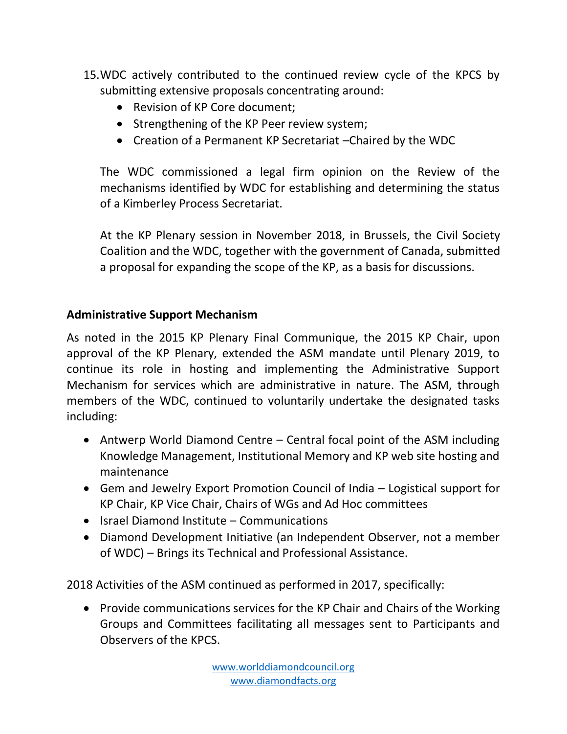15. WDC actively contributed to the continued review cycle of the KPCS by submitting extensive proposals concentrating around:
    - Revision of KP Core document;
    - Strengthening of the KP Peer review system;
    - Creation of a Permanent KP Secretariat –Chaired by the WDC

    The WDC commissioned a legal firm opinion on the Review of the mechanisms identified by WDC for establishing and determining the status of a Kimberley Process Secretariat.

    At the KP Plenary session in November 2018, in Brussels, the Civil Society Coalition and the WDC, together with the government of Canada, submitted a proposal for expanding the scope of the KP, as a basis for discussions.

**Administrative Support Mechanism**

As noted in the 2015 KP Plenary Final Communique, the 2015 KP Chair, upon approval of the KP Plenary, extended the ASM mandate until Plenary 2019, to continue its role in hosting and implementing the Administrative Support Mechanism for services which are administrative in nature. The ASM, through members of the WDC, continued to voluntarily undertake the designated tasks including:

- Antwerp World Diamond Centre – Central focal point of the ASM including Knowledge Management, Institutional Memory and KP web site hosting and maintenance
- Gem and Jewelry Export Promotion Council of India – Logistical support for KP Chair, KP Vice Chair, Chairs of WGs and Ad Hoc committees
- Israel Diamond Institute – Communications
- Diamond Development Initiative (an Independent Observer, not a member of WDC) – Brings its Technical and Professional Assistance.

2018 Activities of the ASM continued as performed in 2017, specifically:

- Provide communications services for the KP Chair and Chairs of the Working Groups and Committees facilitating all messages sent to Participants and Observers of the KPCS.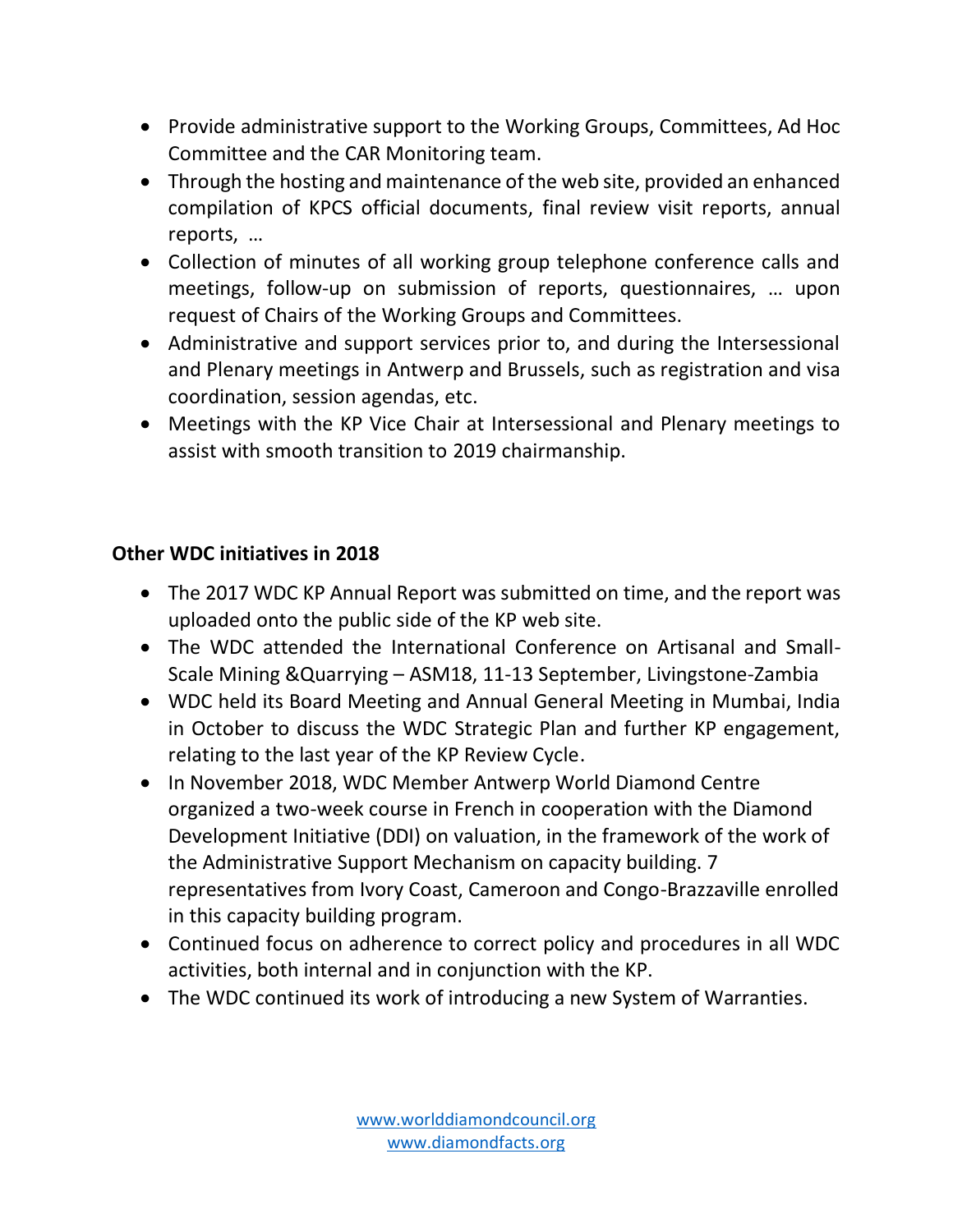- Provide administrative support to the Working Groups, Committees, Ad Hoc Committee and the CAR Monitoring team.
- Through the hosting and maintenance of the web site, provided an enhanced compilation of KPCS official documents, final review visit reports, annual reports, …
- Collection of minutes of all working group telephone conference calls and meetings, follow-up on submission of reports, questionnaires, … upon request of Chairs of the Working Groups and Committees.
- Administrative and support services prior to, and during the Intersessional and Plenary meetings in Antwerp and Brussels, such as registration and visa coordination, session agendas, etc.
- Meetings with the KP Vice Chair at Intersessional and Plenary meetings to assist with smooth transition to 2019 chairmanship.

**Other WDC initiatives in 2018**

- The 2017 WDC KP Annual Report was submitted on time, and the report was uploaded onto the public side of the KP web site.
- The WDC attended the International Conference on Artisanal and Small-Scale Mining &Quarrying – ASM18, 11-13 September, Livingstone-Zambia
- WDC held its Board Meeting and Annual General Meeting in Mumbai, India in October to discuss the WDC Strategic Plan and further KP engagement, relating to the last year of the KP Review Cycle.
- In November 2018, WDC Member Antwerp World Diamond Centre organized a two-week course in French in cooperation with the Diamond Development Initiative (DDI) on valuation, in the framework of the work of the Administrative Support Mechanism on capacity building. 7 representatives from Ivory Coast, Cameroon and Congo-Brazzaville enrolled in this capacity building program.
- Continued focus on adherence to correct policy and procedures in all WDC activities, both internal and in conjunction with the KP.
- The WDC continued its work of introducing a new System of Warranties.

www.worlddiamondcouncil.org
www.diamondfacts.org